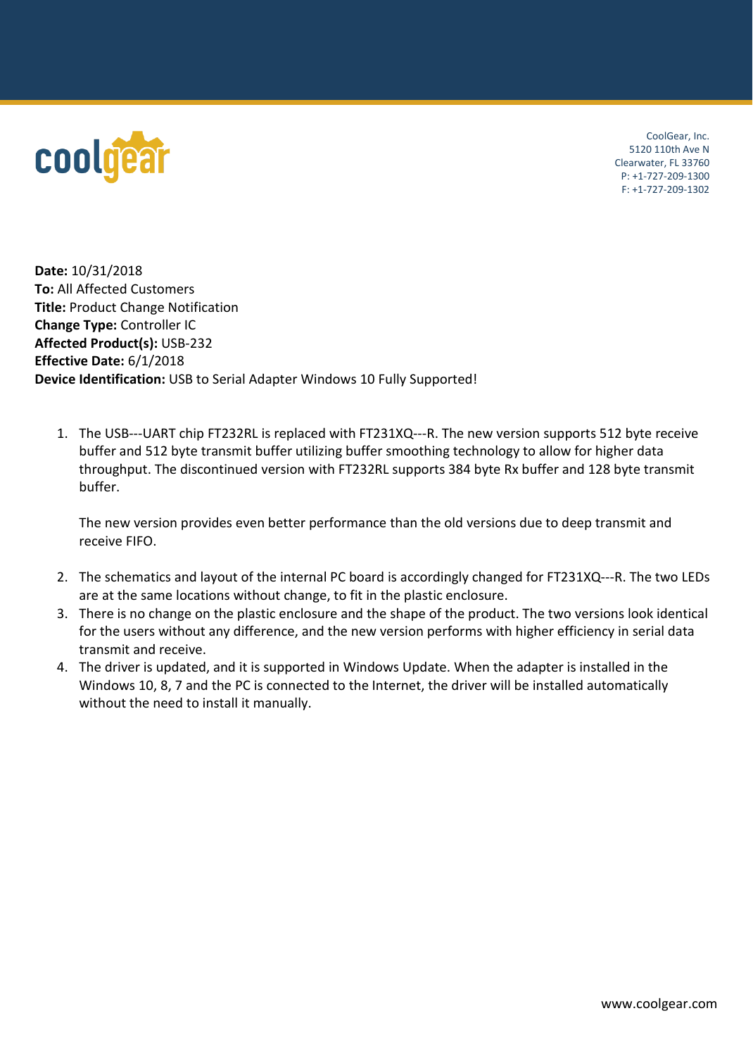coolgear

CoolGear, Inc.
5120 110th Ave N
Clearwater, FL 33760
P: +1-727-209-1300
F: +1-727-209-1302

**Date:** 10/31/2018
**To:** All Affected Customers
**Title:** Product Change Notification
**Change Type:** Controller IC
**Affected Product(s):** USB-232
**Effective Date:** 6/1/2018
**Device Identification:** USB to Serial Adapter Windows 10 Fully Supported!

1. The USB---UART chip FT232RL is replaced with FT231XQ---R. The new version supports 512 byte receive buffer and 512 byte transmit buffer utilizing buffer smoothing technology to allow for higher data throughput. The discontinued version with FT232RL supports 384 byte Rx buffer and 128 byte transmit buffer.

   The new version provides even better performance than the old versions due to deep transmit and receive FIFO.

2. The schematics and layout of the internal PC board is accordingly changed for FT231XQ---R. The two LEDs are at the same locations without change, to fit in the plastic enclosure.
3. There is no change on the plastic enclosure and the shape of the product. The two versions look identical for the users without any difference, and the new version performs with higher efficiency in serial data transmit and receive.
4. The driver is updated, and it is supported in Windows Update. When the adapter is installed in the Windows 10, 8, 7 and the PC is connected to the Internet, the driver will be installed automatically without the need to install it manually.

www.coolgear.com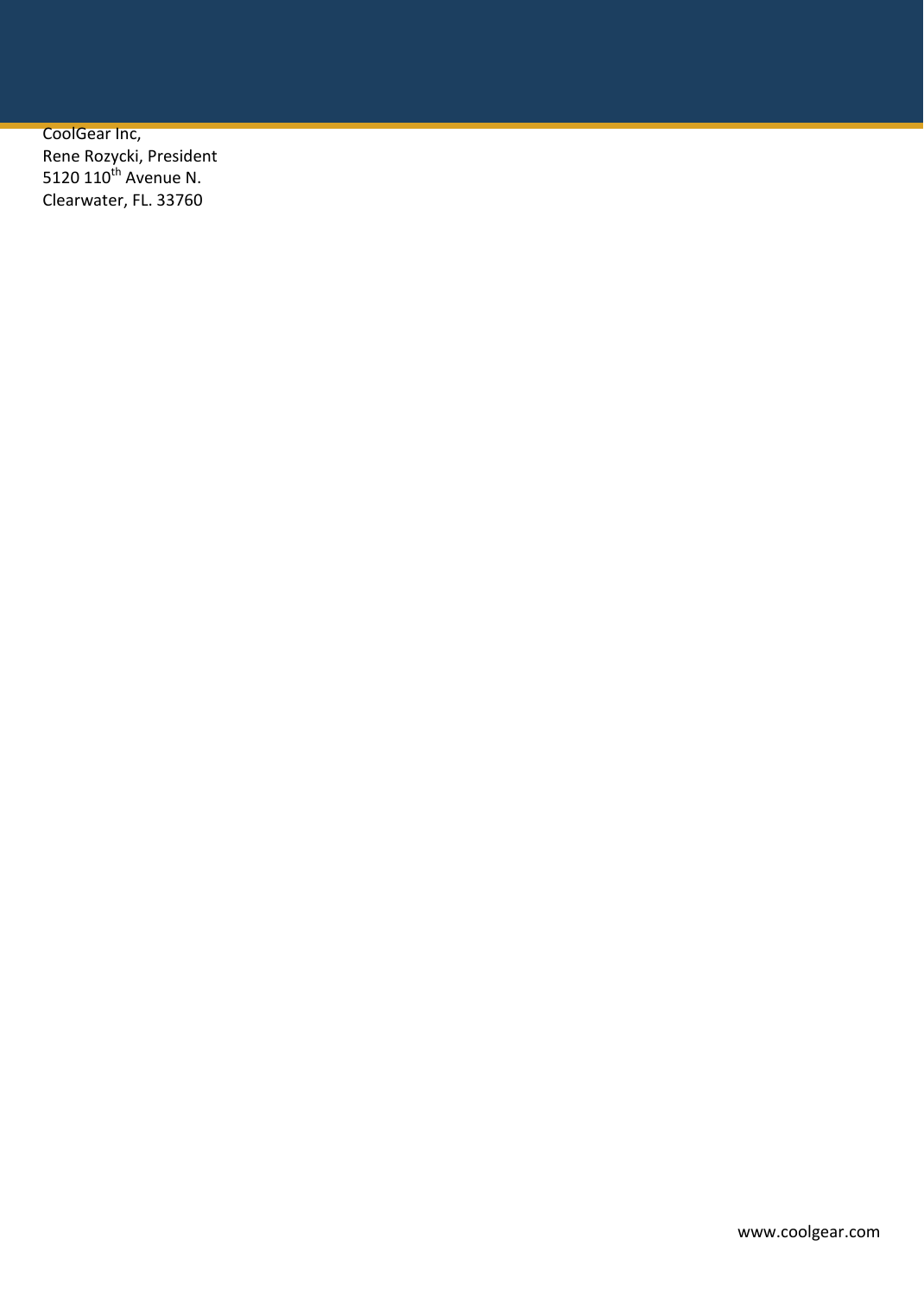CoolGear Inc,
Rene Rozycki, President
5120 110th Avenue N.
Clearwater, FL. 33760

www.coolgear.com